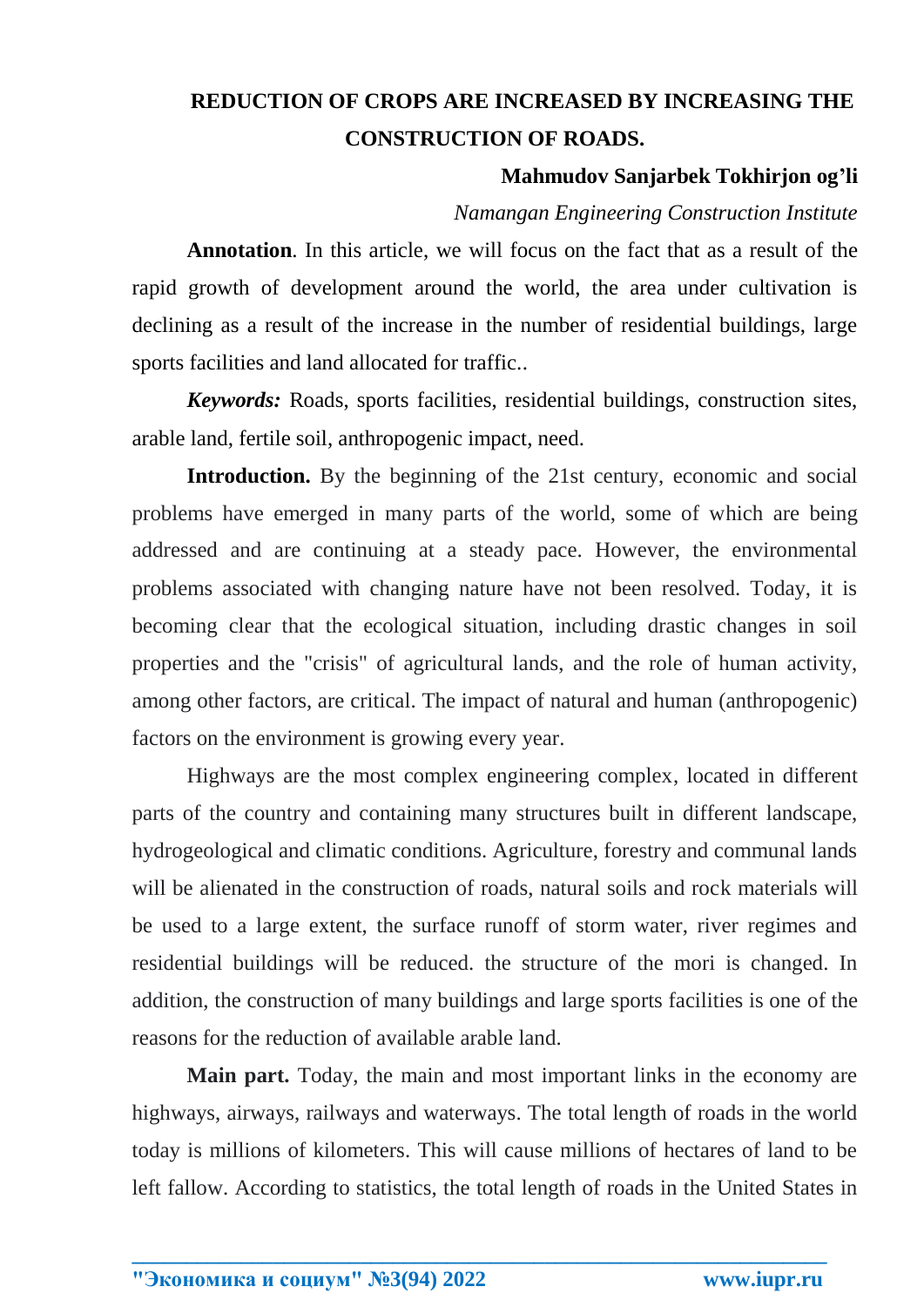# REDUCTION OF CROPS ARE INCREASED BY INCREASING THE CONSTRUCTION OF ROADS.

**Mahmudov Sanjarbek Tokhirjon og'li**

*Namangan Engineering Construction Institute*

**Annotation**. In this article, we will focus on the fact that as a result of the rapid growth of development around the world, the area under cultivation is declining as a result of the increase in the number of residential buildings, large sports facilities and land allocated for traffic..

***Keywords:*** Roads, sports facilities, residential buildings, construction sites, arable land, fertile soil, anthropogenic impact, need.

**Introduction.** By the beginning of the 21st century, economic and social problems have emerged in many parts of the world, some of which are being addressed and are continuing at a steady pace. However, the environmental problems associated with changing nature have not been resolved. Today, it is becoming clear that the ecological situation, including drastic changes in soil properties and the "crisis" of agricultural lands, and the role of human activity, among other factors, are critical. The impact of natural and human (anthropogenic) factors on the environment is growing every year.

Highways are the most complex engineering complex, located in different parts of the country and containing many structures built in different landscape, hydrogeological and climatic conditions. Agriculture, forestry and communal lands will be alienated in the construction of roads, natural soils and rock materials will be used to a large extent, the surface runoff of storm water, river regimes and residential buildings will be reduced. the structure of the mori is changed. In addition, the construction of many buildings and large sports facilities is one of the reasons for the reduction of available arable land.

**Main part.** Today, the main and most important links in the economy are highways, airways, railways and waterways. The total length of roads in the world today is millions of kilometers. This will cause millions of hectares of land to be left fallow. According to statistics, the total length of roads in the United States in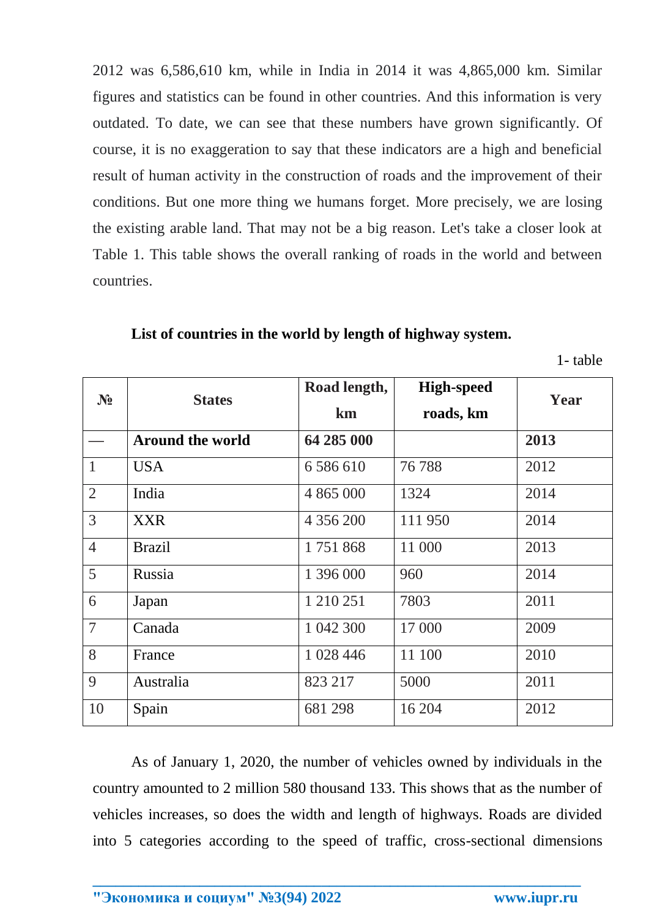2012 was 6,586,610 km, while in India in 2014 it was 4,865,000 km. Similar figures and statistics can be found in other countries. And this information is very outdated. To date, we can see that these numbers have grown significantly. Of course, it is no exaggeration to say that these indicators are a high and beneficial result of human activity in the construction of roads and the improvement of their conditions. But one more thing we humans forget. More precisely, we are losing the existing arable land. That may not be a big reason. Let's take a closer look at Table 1. This table shows the overall ranking of roads in the world and between countries.

**List of countries in the world by length of highway system.**

1- table

| № | States | Road length, km | High-speed roads, km | Year |
|---|---|---|---|---|
| — | **Around the world** | **64 285 000** | | **2013** |
| 1 | USA | 6 586 610 | 76 788 | 2012 |
| 2 | India | 4 865 000 | 1324 | 2014 |
| 3 | XXR | 4 356 200 | 111 950 | 2014 |
| 4 | Brazil | 1 751 868 | 11 000 | 2013 |
| 5 | Russia | 1 396 000 | 960 | 2014 |
| 6 | Japan | 1 210 251 | 7803 | 2011 |
| 7 | Canada | 1 042 300 | 17 000 | 2009 |
| 8 | France | 1 028 446 | 11 100 | 2010 |
| 9 | Australia | 823 217 | 5000 | 2011 |
| 10 | Spain | 681 298 | 16 204 | 2012 |

As of January 1, 2020, the number of vehicles owned by individuals in the country amounted to 2 million 580 thousand 133. This shows that as the number of vehicles increases, so does the width and length of highways. Roads are divided into 5 categories according to the speed of traffic, cross-sectional dimensions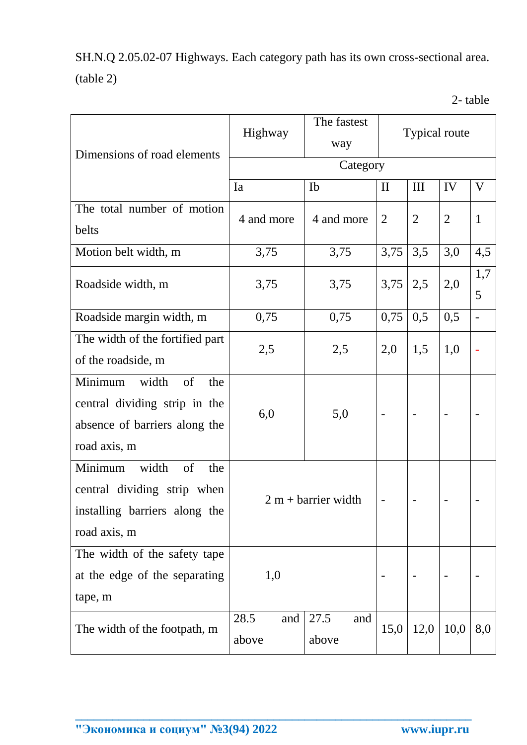SH.N.Q 2.05.02-07 Highways. Each category path has its own cross-sectional area. (table 2)

2- table

| Dimensions of road elements | Highway | The fastest way | Typical route | | | |
|---|---|---|---|---|---|---|
| | Category | | | | | |
| | Ia | Ib | II | III | IV | V |
| The total number of motion belts | 4 and more | 4 and more | 2 | 2 | 2 | 1 |
| Motion belt width, m | 3,75 | 3,75 | 3,75 | 3,5 | 3,0 | 4,5 |
| Roadside width, m | 3,75 | 3,75 | 3,75 | 2,5 | 2,0 | 1,75 |
| Roadside margin width, m | 0,75 | 0,75 | 0,75 | 0,5 | 0,5 | - |
| The width of the fortified part of the roadside, m | 2,5 | 2,5 | 2,0 | 1,5 | 1,0 | - |
| Minimum width of the central dividing strip in the absence of barriers along the road axis, m | 6,0 | 5,0 | - | - | - | - |
| Minimum width of the central dividing strip when installing barriers along the road axis, m | 2 m + barrier width | | - | - | - | - |
| The width of the safety tape at the edge of the separating tape, m | 1,0 | | - | - | - | - |
| The width of the footpath, m | 28.5 and above | 27.5 and above | 15,0 | 12,0 | 10,0 | 8,0 |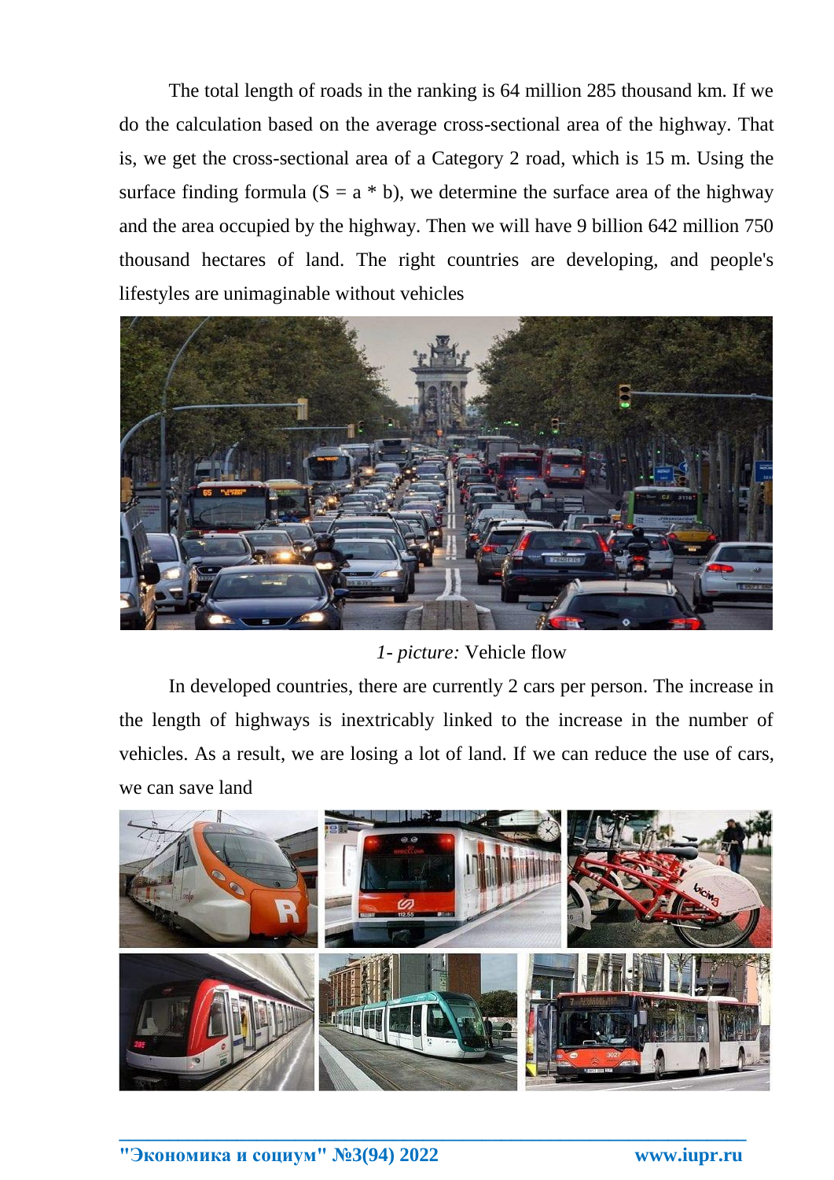The total length of roads in the ranking is 64 million 285 thousand km. If we do the calculation based on the average cross-sectional area of the highway. That is, we get the cross-sectional area of a Category 2 road, which is 15 m. Using the surface finding formula (S = a * b), we determine the surface area of the highway and the area occupied by the highway. Then we will have 9 billion 642 million 750 thousand hectares of land. The right countries are developing, and people's lifestyles are unimaginable without vehicles

*1- picture:* Vehicle flow

In developed countries, there are currently 2 cars per person. The increase in the length of highways is inextricably linked to the increase in the number of vehicles. As a result, we are losing a lot of land. If we can reduce the use of cars, we can save land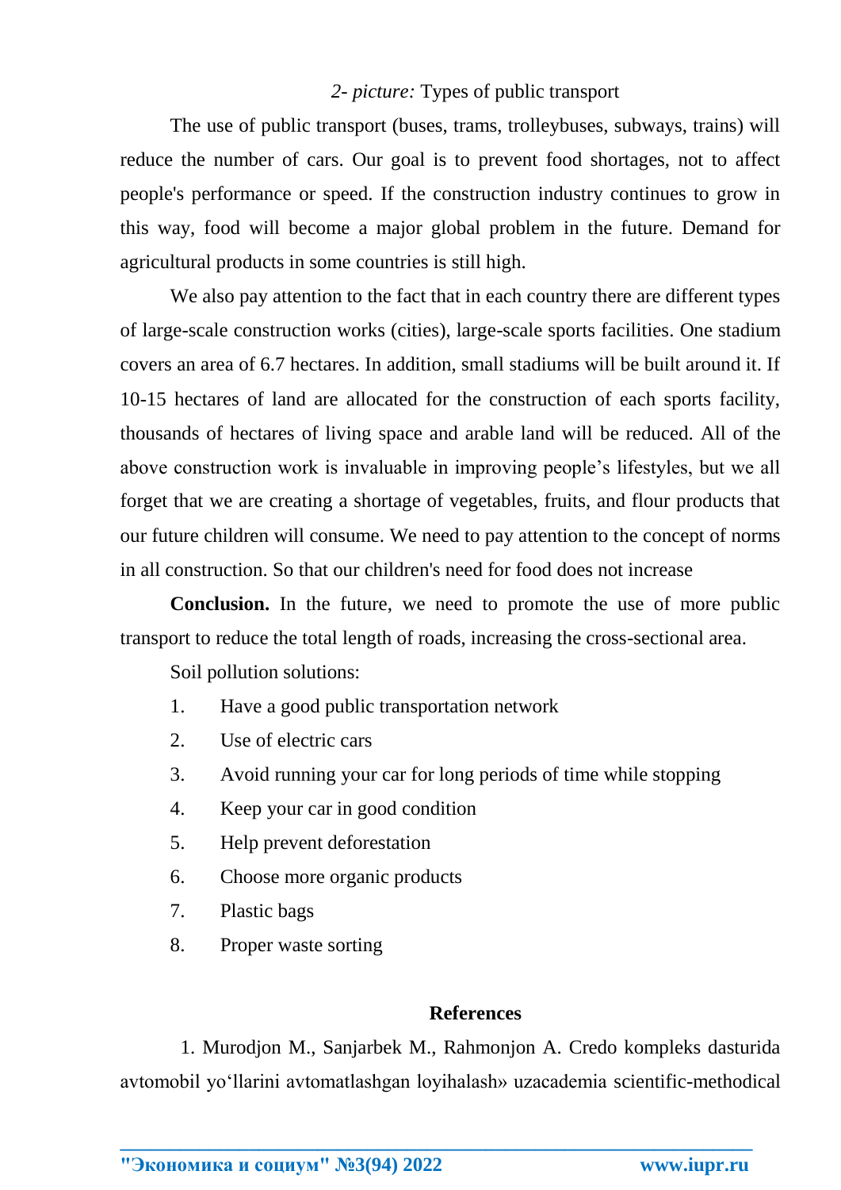*2- picture:* Types of public transport

The use of public transport (buses, trams, trolleybuses, subways, trains) will reduce the number of cars. Our goal is to prevent food shortages, not to affect people's performance or speed. If the construction industry continues to grow in this way, food will become a major global problem in the future. Demand for agricultural products in some countries is still high.

We also pay attention to the fact that in each country there are different types of large-scale construction works (cities), large-scale sports facilities. One stadium covers an area of 6.7 hectares. In addition, small stadiums will be built around it. If 10-15 hectares of land are allocated for the construction of each sports facility, thousands of hectares of living space and arable land will be reduced. All of the above construction work is invaluable in improving people's lifestyles, but we all forget that we are creating a shortage of vegetables, fruits, and flour products that our future children will consume. We need to pay attention to the concept of norms in all construction. So that our children's need for food does not increase

**Conclusion.** In the future, we need to promote the use of more public transport to reduce the total length of roads, increasing the cross-sectional area.

Soil pollution solutions:

1. Have a good public transportation network
2. Use of electric cars
3. Avoid running your car for long periods of time while stopping
4. Keep your car in good condition
5. Help prevent deforestation
6. Choose more organic products
7. Plastic bags
8. Proper waste sorting

## References

1. Murodjon M., Sanjarbek M., Rahmonjon A. Credo kompleks dasturida avtomobil yo'llarini avtomatlashgan loyihalash» uzacademia scientific-methodical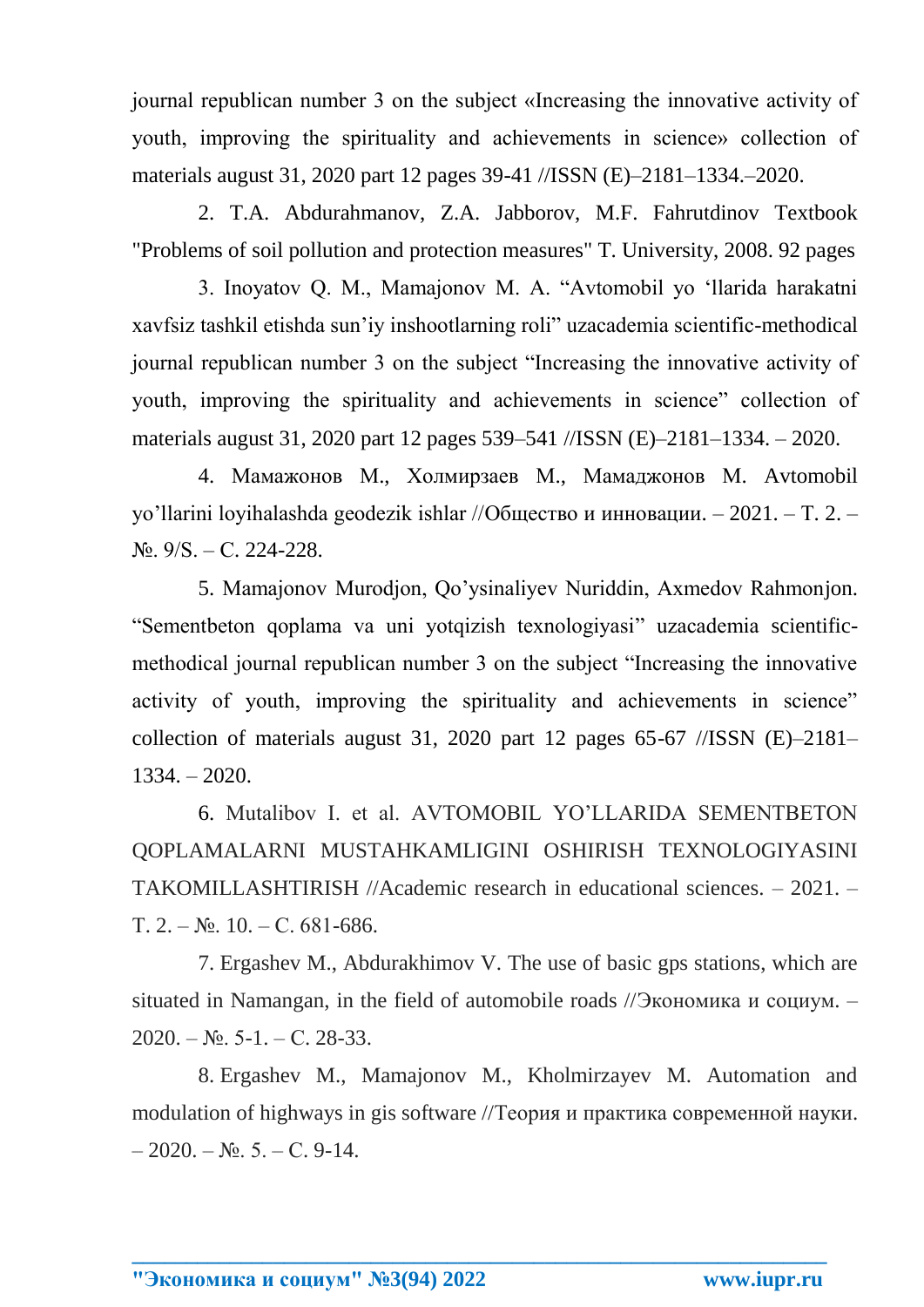journal republican number 3 on the subject «Increasing the innovative activity of youth, improving the spirituality and achievements in science» collection of materials august 31, 2020 part 12 pages 39-41 //ISSN (E)–2181–1334.–2020.

2. T.A. Abdurahmanov, Z.A. Jabborov, M.F. Fahrutdinov Textbook "Problems of soil pollution and protection measures" T. University, 2008. 92 pages

3. Inoyatov Q. M., Mamajonov M. A. “Avtomobil yo ‘llarida harakatni xavfsiz tashkil etishda sun’iy inshootlarning roli” uzacademia scientific-methodical journal republican number 3 on the subject “Increasing the innovative activity of youth, improving the spirituality and achievements in science” collection of materials august 31, 2020 part 12 pages 539–541 //ISSN (E)–2181–1334. – 2020.

4. Мамажонов М., Холмирзаев М., Мамаджонов М. Avtomobil yo’llarini loyihalashda geodezik ishlar //Общество и инновации. – 2021. – Т. 2. – №. 9/S. – С. 224-228.

5. Mamajonov Murodjon, Qo’ysinaliyev Nuriddin, Axmedov Rahmonjon. “Sementbeton qoplama va uni yotqizish texnologiyasi” uzacademia scientific-methodical journal republican number 3 on the subject “Increasing the innovative activity of youth, improving the spirituality and achievements in science” collection of materials august 31, 2020 part 12 pages 65-67 //ISSN (E)–2181–1334. – 2020.

6. Mutalibov I. et al. AVTOMOBIL YO’LLARIDA SEMENTBETON QOPLAMALARNI MUSTAHKAMLIGINI OSHIRISH TEXNOLOGIYASINI TAKOMILLASHTIRISH //Academic research in educational sciences. – 2021. – Т. 2. – №. 10. – С. 681-686.

7. Ergashev M., Abdurakhimov V. The use of basic gps stations, which are situated in Namangan, in the field of automobile roads //Экономика и социум. – 2020. – №. 5-1. – С. 28-33.

8. Ergashev M., Mamajonov M., Kholmirzayev M. Automation and modulation of highways in gis software //Теория и практика современной науки. – 2020. – №. 5. – С. 9-14.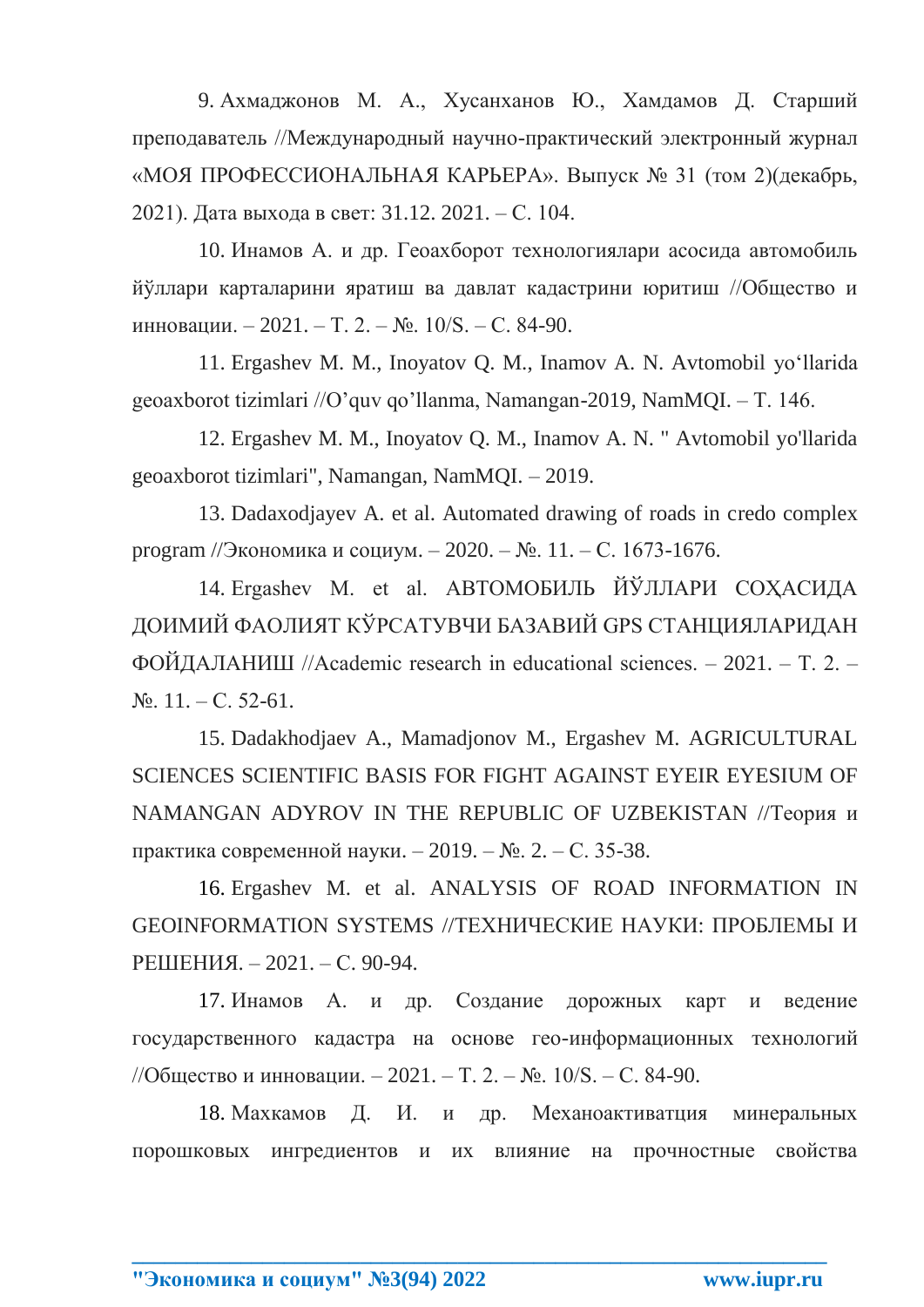9. Ахмаджонов М. А., Хусанханов Ю., Хамдамов Д. Старший преподаватель //Международный научно-практический электронный журнал «МОЯ ПРОФЕССИОНАЛЬНАЯ КАРЬЕРА». Выпуск № 31 (том 2)(декабрь, 2021). Дата выхода в свет: 31.12. 2021. – С. 104.

10. Инамов А. и др. Геоахборот технологиялари асосида автомобиль йўллари карталарини яратиш ва давлат кадастрини юритиш //Общество и инновации. – 2021. – Т. 2. – №. 10/S. – С. 84-90.

11. Ergashev M. M., Inoyatov Q. M., Inamov A. N. Avtomobil yo'llarida geoaxborot tizimlari //O'quv qo'llanma, Namangan-2019, NamMQI. – T. 146.

12. Ergashev M. M., Inoyatov Q. M., Inamov A. N. " Avtomobil yo'llarida geoaxborot tizimlari", Namangan, NamMQI. – 2019.

13. Dadaxodjayev A. et al. Automated drawing of roads in credo complex program //Экономика и социум. – 2020. – №. 11. – С. 1673-1676.

14. Ergashev M. et al. АВТОМОБИЛЬ ЙЎЛЛАРИ СОҲАСИДА ДОИМИЙ ФАОЛИЯТ КЎРСАТУВЧИ БАЗАВИЙ GPS СТАНЦИЯЛАРИДАН ФОЙДАЛАНИШ //Academic research in educational sciences. – 2021. – Т. 2. – №. 11. – С. 52-61.

15. Dadakhodjaev A., Mamadjonov M., Ergashev M. AGRICULTURAL SCIENCES SCIENTIFIC BASIS FOR FIGHT AGAINST EYEIR EYESIUM OF NAMANGAN ADYROV IN THE REPUBLIC OF UZBEKISTAN //Теория и практика современной науки. – 2019. – №. 2. – С. 35-38.

16. Ergashev M. et al. ANALYSIS OF ROAD INFORMATION IN GEOINFORMATION SYSTEMS //ТЕХНИЧЕСКИЕ НАУКИ: ПРОБЛЕМЫ И РЕШЕНИЯ. – 2021. – С. 90-94.

17. Инамов А. и др. Создание дорожных карт и ведение государственного кадастра на основе гео-информационных технологий //Общество и инновации. – 2021. – Т. 2. – №. 10/S. – С. 84-90.

18. Махкамов Д. И. и др. Механоактиватция минеральных порошковых ингредиентов и их влияние на прочностные свойства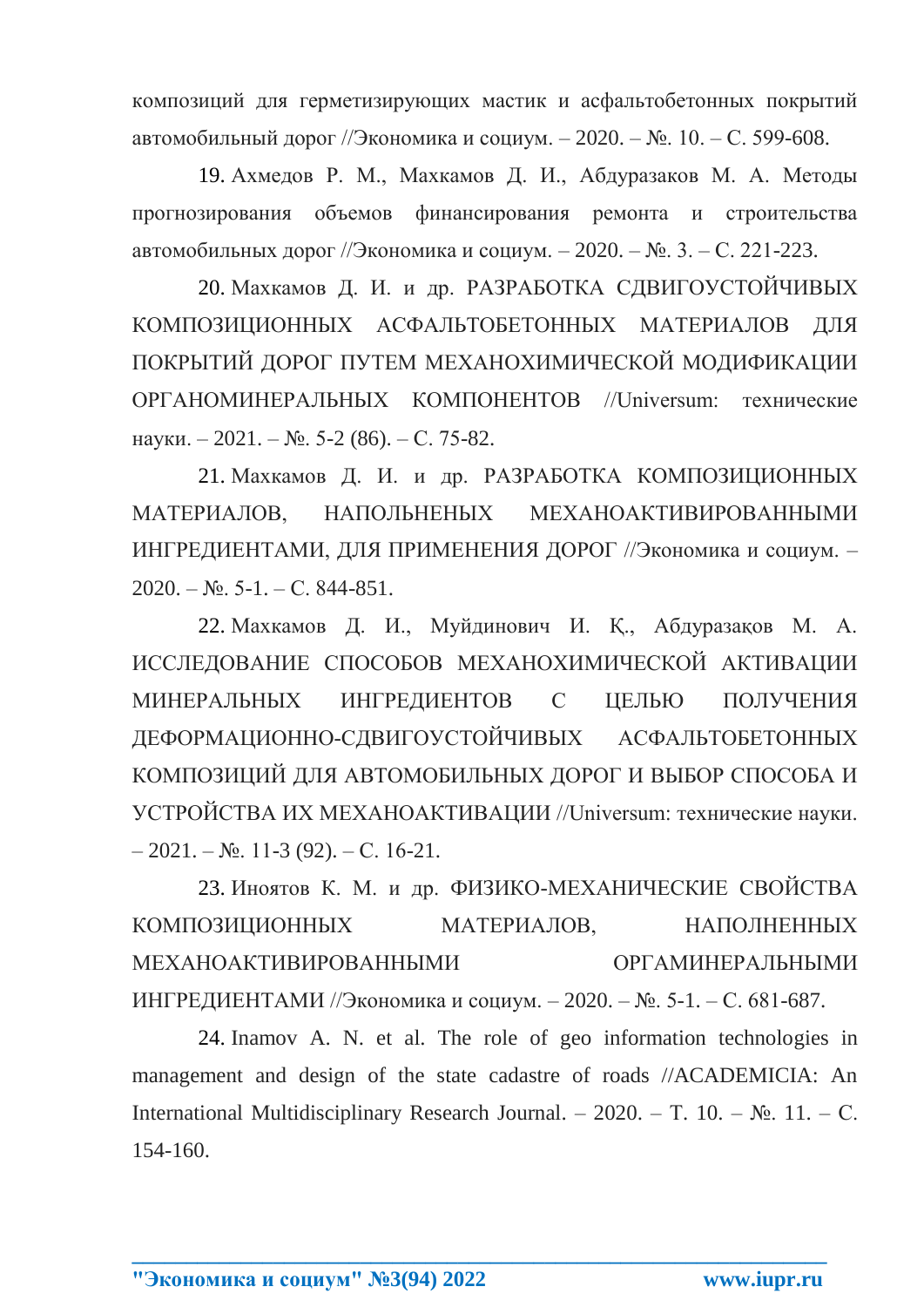композиций для герметизирующих мастик и асфальтобетонных покрытий автомобильный дорог //Экономика и социум. – 2020. – №. 10. – С. 599-608.

19. Ахмедов Р. М., Махкамов Д. И., Абдуразаков М. А. Методы прогнозирования объемов финансирования ремонта и строительства автомобильных дорог //Экономика и социум. – 2020. – №. 3. – С. 221-223.

20. Махкамов Д. И. и др. РАЗРАБОТКА СДВИГОУСТОЙЧИВЫХ КОМПОЗИЦИОННЫХ АСФАЛЬТОБЕТОННЫХ МАТЕРИАЛОВ ДЛЯ ПОКРЫТИЙ ДОРОГ ПУТЕМ МЕХАНОХИМИЧЕСКОЙ МОДИФИКАЦИИ ОРГАНОМИНЕРАЛЬНЫХ КОМПОНЕНТОВ //Universum: технические науки. – 2021. – №. 5-2 (86). – С. 75-82.

21. Махкамов Д. И. и др. РАЗРАБОТКА КОМПОЗИЦИОННЫХ МАТЕРИАЛОВ, НАПОЛЬНЕНЫХ МЕХАНОАКТИВИРОВАННЫМИ ИНГРЕДИЕНТАМИ, ДЛЯ ПРИМЕНЕНИЯ ДОРОГ //Экономика и социум. – 2020. – №. 5-1. – С. 844-851.

22. Махкамов Д. И., Муйдинович И. Қ., Абдуразақов М. А. ИССЛЕДОВАНИЕ СПОСОБОВ МЕХАНОХИМИЧЕСКОЙ АКТИВАЦИИ МИНЕРАЛЬНЫХ ИНГРЕДИЕНТОВ С ЦЕЛЬЮ ПОЛУЧЕНИЯ ДЕФОРМАЦИОННО-СДВИГОУСТОЙЧИВЫХ АСФАЛЬТОБЕТОННЫХ КОМПОЗИЦИЙ ДЛЯ АВТОМОБИЛЬНЫХ ДОРОГ И ВЫБОР СПОСОБА И УСТРОЙСТВА ИХ МЕХАНОАКТИВАЦИИ //Universum: технические науки. – 2021. – №. 11-3 (92). – С. 16-21.

23. Иноятов К. М. и др. ФИЗИКО-МЕХАНИЧЕСКИЕ СВОЙСТВА КОМПОЗИЦИОННЫХ МАТЕРИАЛОВ, НАПОЛНЕННЫХ МЕХАНОАКТИВИРОВАННЫМИ ОРГАМИНЕРАЛЬНЫМИ ИНГРЕДИЕНТАМИ //Экономика и социум. – 2020. – №. 5-1. – С. 681-687.

24. Inamov A. N. et al. The role of geo information technologies in management and design of the state cadastre of roads //ACADEMICIA: An International Multidisciplinary Research Journal. – 2020. – Т. 10. – №. 11. – С. 154-160.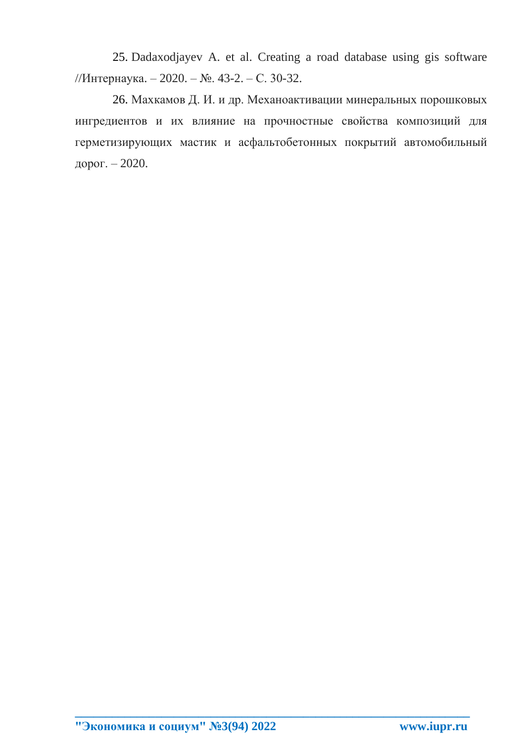25. Dadaxodjayev A. et al. Creating a road database using gis software //Интернаука. – 2020. – №. 43-2. – С. 30-32.

26. Махкамов Д. И. и др. Механоактивации минеральных порошковых ингредиентов и их влияние на прочностные свойства композиций для герметизирующих мастик и асфальтобетонных покрытий автомобильный дорог. – 2020.